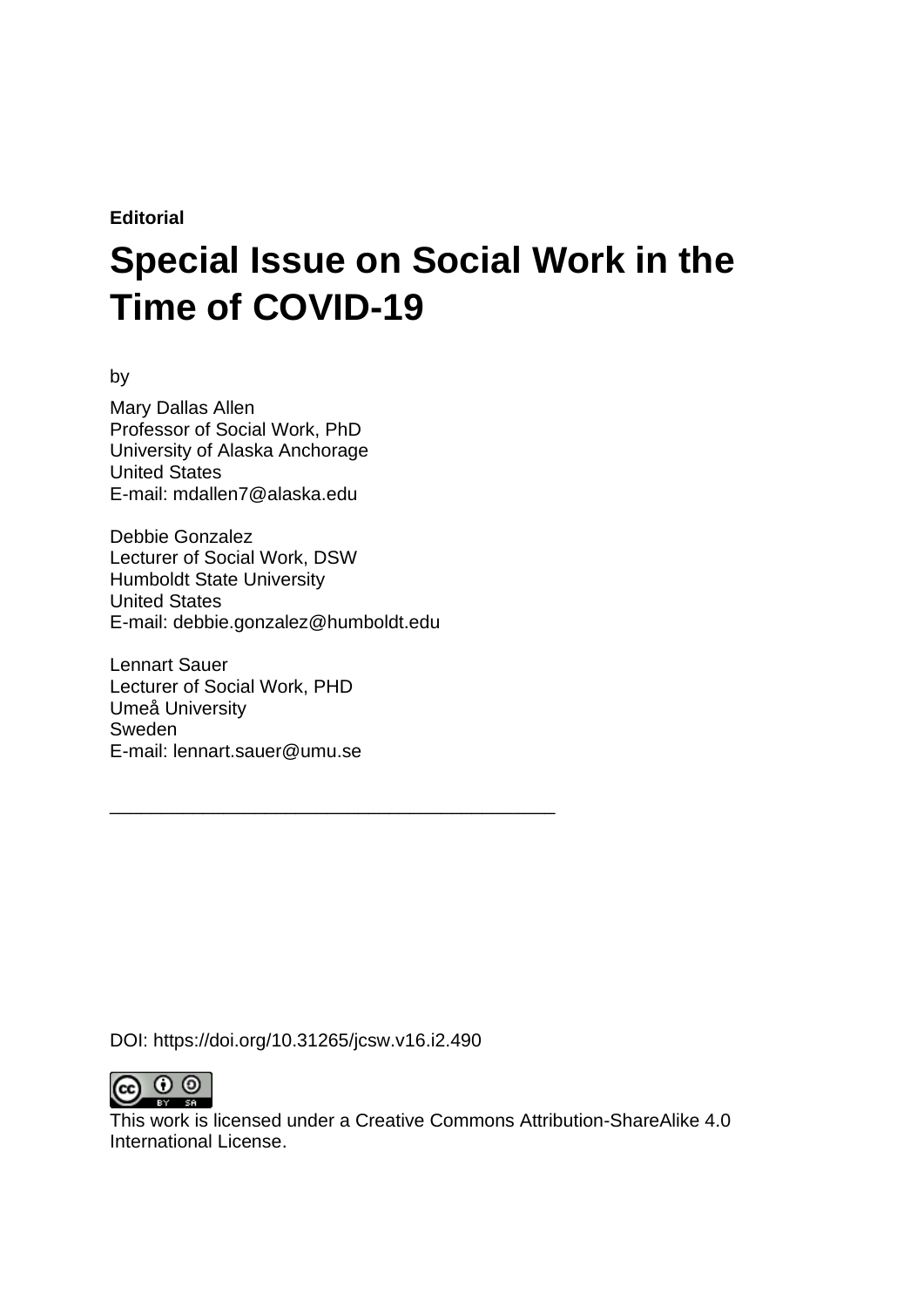**Editorial**

# Special Issue on Social Work in the Time of COVID-19

by

Mary Dallas Allen
Professor of Social Work, PhD
University of Alaska Anchorage
United States
E-mail: mdallen7@alaska.edu

Debbie Gonzalez
Lecturer of Social Work, DSW
Humboldt State University
United States
E-mail: debbie.gonzalez@humboldt.edu

Lennart Sauer
Lecturer of Social Work, PHD
Umeå University
Sweden
E-mail: lennart.sauer@umu.se

---

DOI: https://doi.org/10.31265/jcsw.v16.i2.490

This work is licensed under a Creative Commons Attribution-ShareAlike 4.0 International License.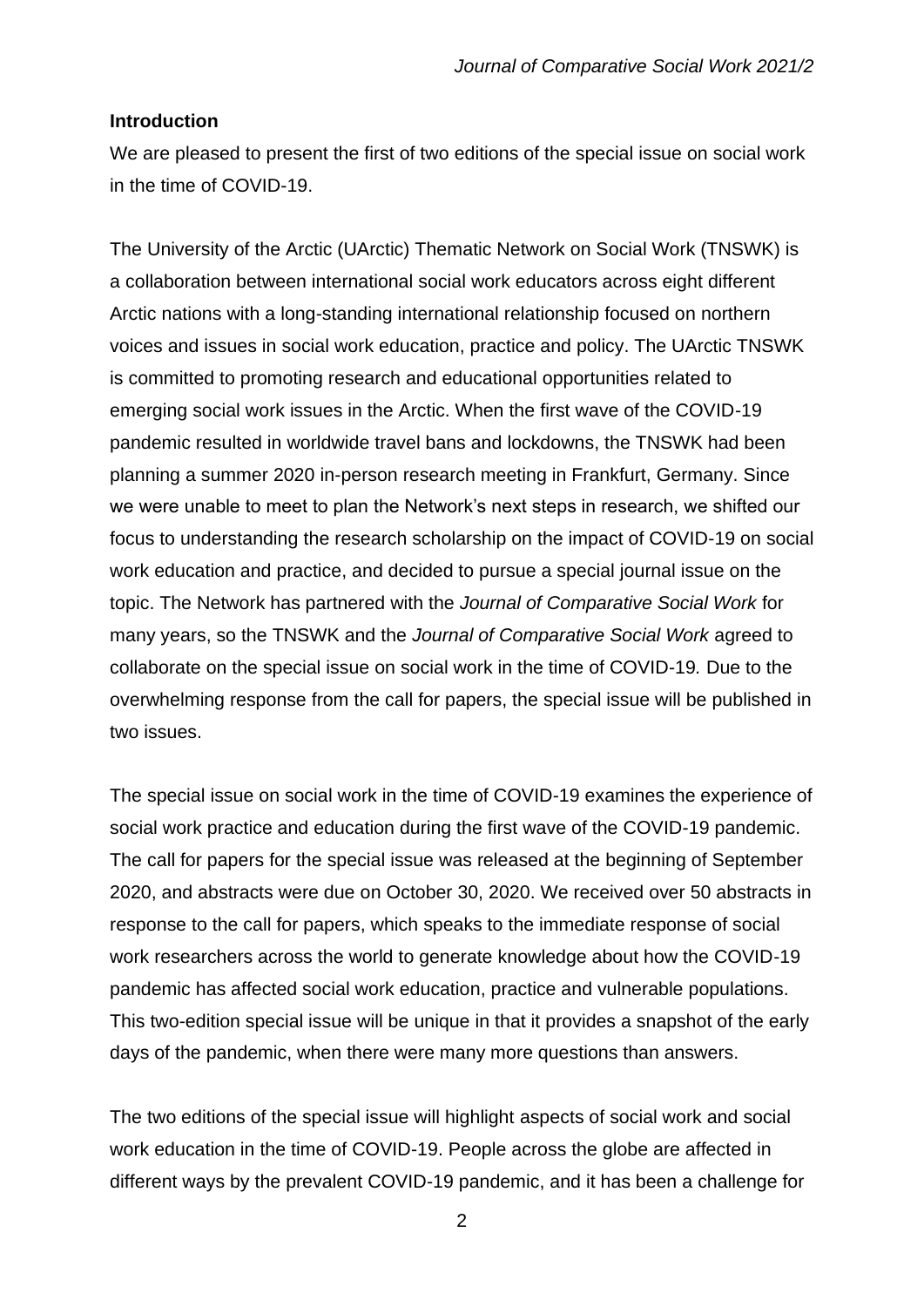**Introduction**

We are pleased to present the first of two editions of the special issue on social work in the time of COVID-19.

The University of the Arctic (UArctic) Thematic Network on Social Work (TNSWK) is a collaboration between international social work educators across eight different Arctic nations with a long-standing international relationship focused on northern voices and issues in social work education, practice and policy. The UArctic TNSWK is committed to promoting research and educational opportunities related to emerging social work issues in the Arctic. When the first wave of the COVID-19 pandemic resulted in worldwide travel bans and lockdowns, the TNSWK had been planning a summer 2020 in-person research meeting in Frankfurt, Germany. Since we were unable to meet to plan the Network's next steps in research, we shifted our focus to understanding the research scholarship on the impact of COVID-19 on social work education and practice, and decided to pursue a special journal issue on the topic. The Network has partnered with the *Journal of Comparative Social Work* for many years, so the TNSWK and the *Journal of Comparative Social Work* agreed to collaborate on the special issue on social work in the time of COVID-19*.* Due to the overwhelming response from the call for papers, the special issue will be published in two issues.

The special issue on social work in the time of COVID-19 examines the experience of social work practice and education during the first wave of the COVID-19 pandemic. The call for papers for the special issue was released at the beginning of September 2020, and abstracts were due on October 30, 2020. We received over 50 abstracts in response to the call for papers, which speaks to the immediate response of social work researchers across the world to generate knowledge about how the COVID-19 pandemic has affected social work education, practice and vulnerable populations. This two-edition special issue will be unique in that it provides a snapshot of the early days of the pandemic, when there were many more questions than answers.

The two editions of the special issue will highlight aspects of social work and social work education in the time of COVID-19. People across the globe are affected in different ways by the prevalent COVID-19 pandemic, and it has been a challenge for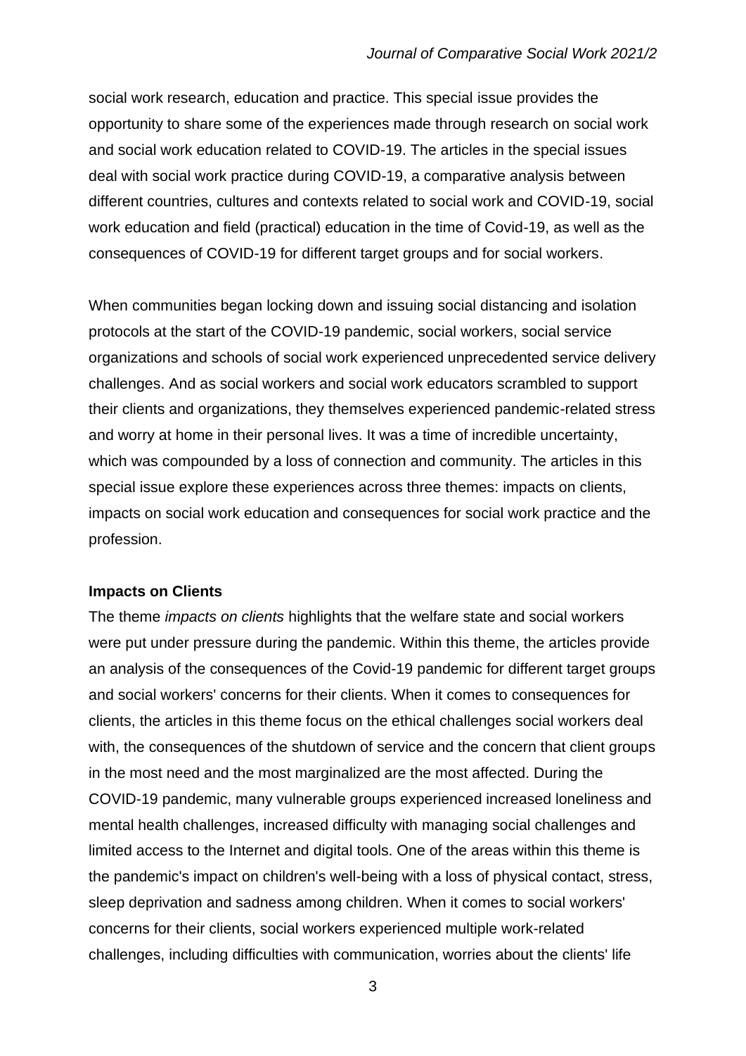social work research, education and practice. This special issue provides the opportunity to share some of the experiences made through research on social work and social work education related to COVID-19. The articles in the special issues deal with social work practice during COVID-19, a comparative analysis between different countries, cultures and contexts related to social work and COVID-19, social work education and field (practical) education in the time of Covid-19, as well as the consequences of COVID-19 for different target groups and for social workers.

When communities began locking down and issuing social distancing and isolation protocols at the start of the COVID-19 pandemic, social workers, social service organizations and schools of social work experienced unprecedented service delivery challenges. And as social workers and social work educators scrambled to support their clients and organizations, they themselves experienced pandemic-related stress and worry at home in their personal lives. It was a time of incredible uncertainty, which was compounded by a loss of connection and community. The articles in this special issue explore these experiences across three themes: impacts on clients, impacts on social work education and consequences for social work practice and the profession.

**Impacts on Clients**

The theme *impacts on clients* highlights that the welfare state and social workers were put under pressure during the pandemic. Within this theme, the articles provide an analysis of the consequences of the Covid-19 pandemic for different target groups and social workers' concerns for their clients. When it comes to consequences for clients, the articles in this theme focus on the ethical challenges social workers deal with, the consequences of the shutdown of service and the concern that client groups in the most need and the most marginalized are the most affected. During the COVID-19 pandemic, many vulnerable groups experienced increased loneliness and mental health challenges, increased difficulty with managing social challenges and limited access to the Internet and digital tools. One of the areas within this theme is the pandemic's impact on children's well-being with a loss of physical contact, stress, sleep deprivation and sadness among children. When it comes to social workers' concerns for their clients, social workers experienced multiple work-related challenges, including difficulties with communication, worries about the clients' life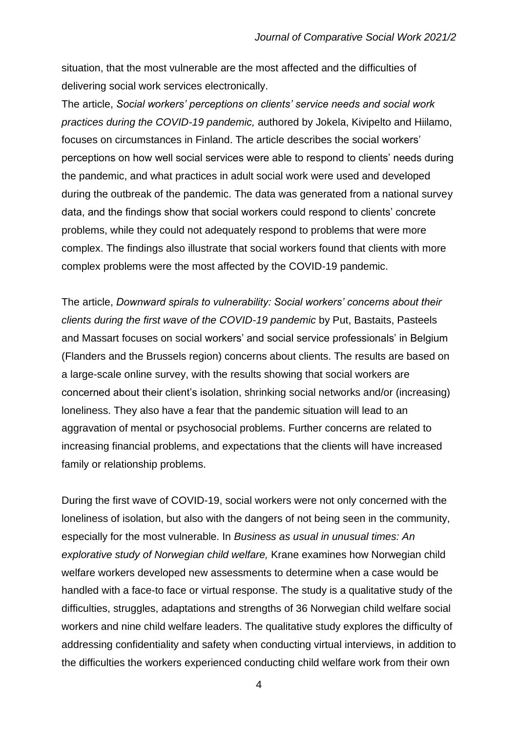situation, that the most vulnerable are the most affected and the difficulties of delivering social work services electronically.

The article, *Social workers' perceptions on clients' service needs and social work practices during the COVID-19 pandemic,* authored by Jokela, Kivipelto and Hiilamo, focuses on circumstances in Finland. The article describes the social workers' perceptions on how well social services were able to respond to clients' needs during the pandemic, and what practices in adult social work were used and developed during the outbreak of the pandemic. The data was generated from a national survey data, and the findings show that social workers could respond to clients' concrete problems, while they could not adequately respond to problems that were more complex. The findings also illustrate that social workers found that clients with more complex problems were the most affected by the COVID-19 pandemic.

The article, *Downward spirals to vulnerability: Social workers' concerns about their clients during the first wave of the COVID-19 pandemic* by Put, Bastaits, Pasteels and Massart focuses on social workers' and social service professionals' in Belgium (Flanders and the Brussels region) concerns about clients. The results are based on a large-scale online survey, with the results showing that social workers are concerned about their client's isolation, shrinking social networks and/or (increasing) loneliness. They also have a fear that the pandemic situation will lead to an aggravation of mental or psychosocial problems. Further concerns are related to increasing financial problems, and expectations that the clients will have increased family or relationship problems.

During the first wave of COVID-19, social workers were not only concerned with the loneliness of isolation, but also with the dangers of not being seen in the community, especially for the most vulnerable. In *Business as usual in unusual times: An explorative study of Norwegian child welfare,* Krane examines how Norwegian child welfare workers developed new assessments to determine when a case would be handled with a face-to face or virtual response. The study is a qualitative study of the difficulties, struggles, adaptations and strengths of 36 Norwegian child welfare social workers and nine child welfare leaders. The qualitative study explores the difficulty of addressing confidentiality and safety when conducting virtual interviews, in addition to the difficulties the workers experienced conducting child welfare work from their own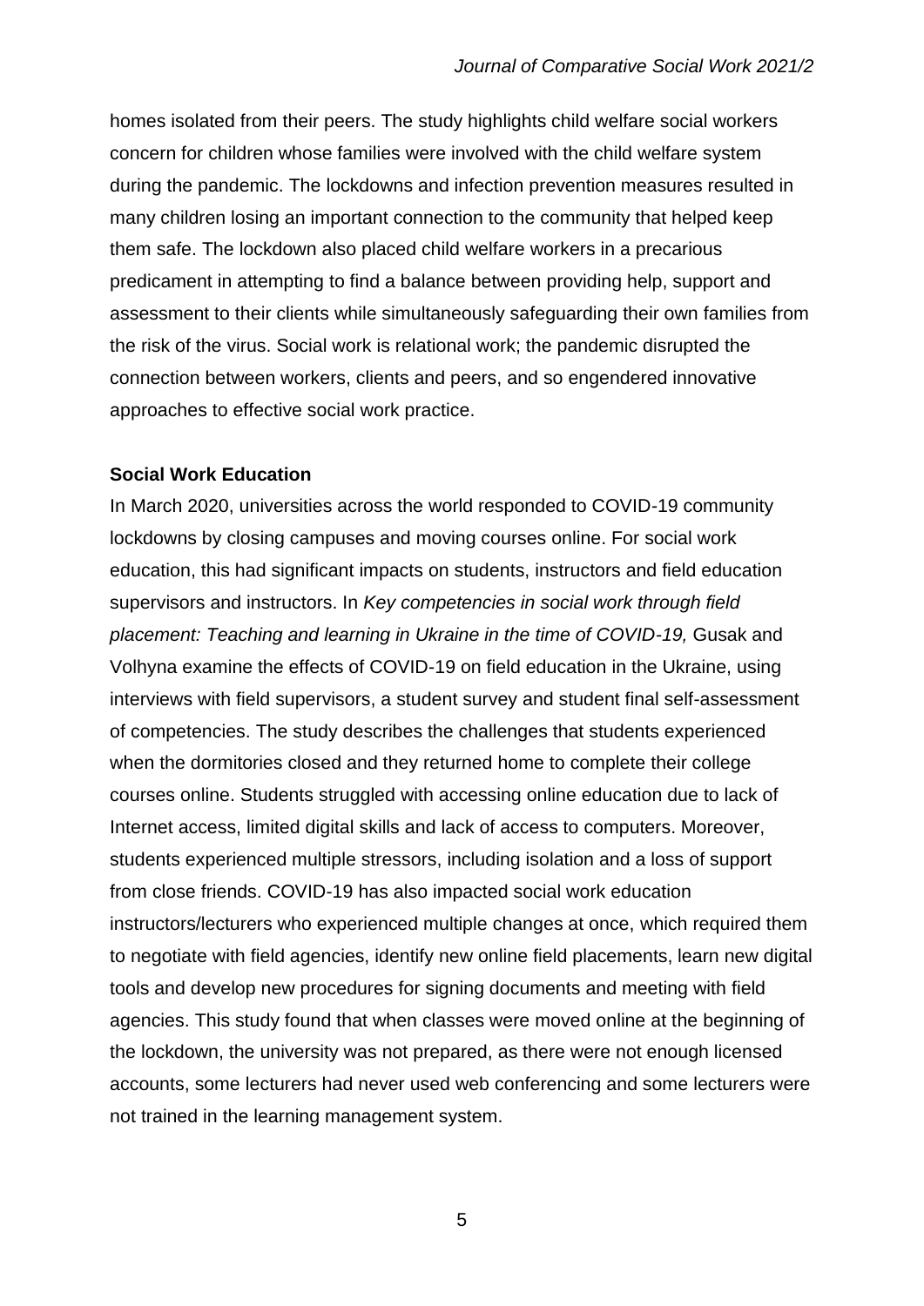homes isolated from their peers. The study highlights child welfare social workers concern for children whose families were involved with the child welfare system during the pandemic. The lockdowns and infection prevention measures resulted in many children losing an important connection to the community that helped keep them safe. The lockdown also placed child welfare workers in a precarious predicament in attempting to find a balance between providing help, support and assessment to their clients while simultaneously safeguarding their own families from the risk of the virus. Social work is relational work; the pandemic disrupted the connection between workers, clients and peers, and so engendered innovative approaches to effective social work practice.

**Social Work Education**

In March 2020, universities across the world responded to COVID-19 community lockdowns by closing campuses and moving courses online. For social work education, this had significant impacts on students, instructors and field education supervisors and instructors. In *Key competencies in social work through field placement: Teaching and learning in Ukraine in the time of COVID-19,* Gusak and Volhyna examine the effects of COVID-19 on field education in the Ukraine, using interviews with field supervisors, a student survey and student final self-assessment of competencies. The study describes the challenges that students experienced when the dormitories closed and they returned home to complete their college courses online. Students struggled with accessing online education due to lack of Internet access, limited digital skills and lack of access to computers. Moreover, students experienced multiple stressors, including isolation and a loss of support from close friends. COVID-19 has also impacted social work education instructors/lecturers who experienced multiple changes at once, which required them to negotiate with field agencies, identify new online field placements, learn new digital tools and develop new procedures for signing documents and meeting with field agencies. This study found that when classes were moved online at the beginning of the lockdown, the university was not prepared, as there were not enough licensed accounts, some lecturers had never used web conferencing and some lecturers were not trained in the learning management system.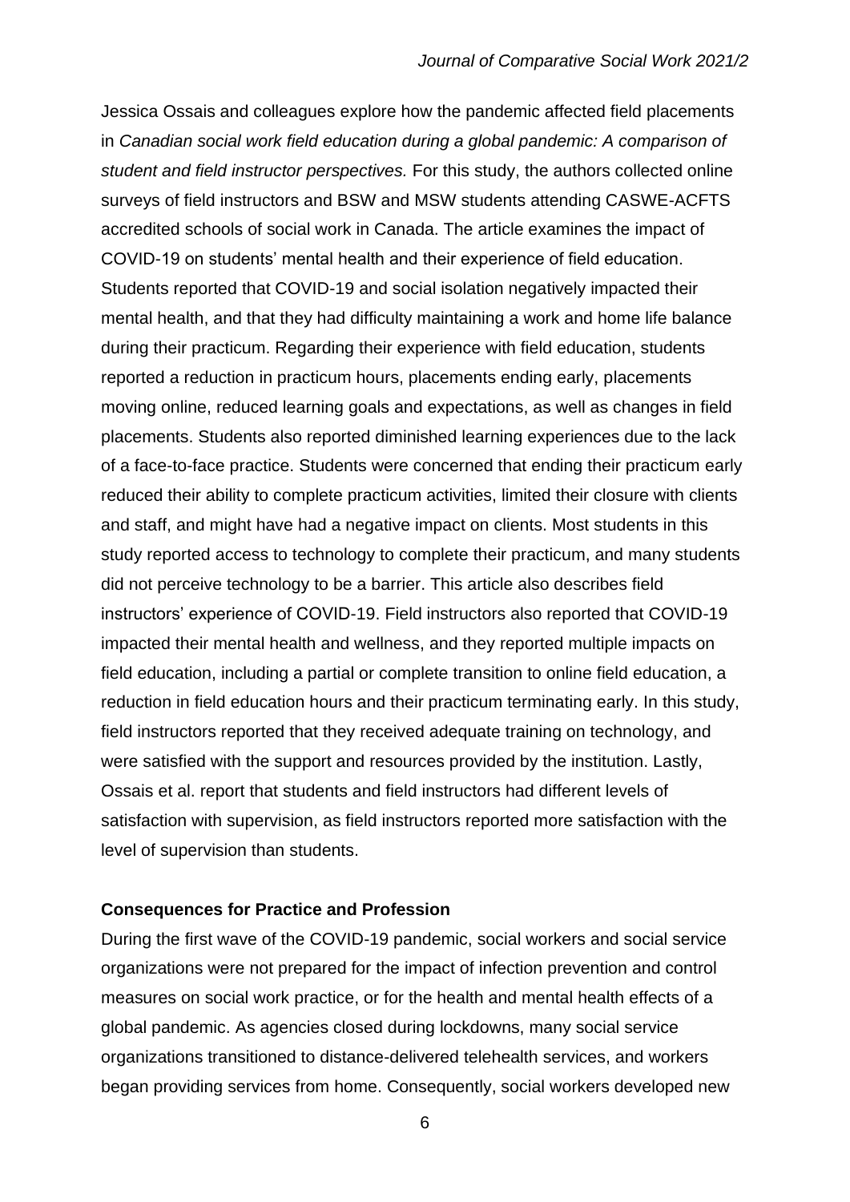Jessica Ossais and colleagues explore how the pandemic affected field placements in *Canadian social work field education during a global pandemic: A comparison of student and field instructor perspectives.* For this study, the authors collected online surveys of field instructors and BSW and MSW students attending CASWE-ACFTS accredited schools of social work in Canada. The article examines the impact of COVID-19 on students' mental health and their experience of field education. Students reported that COVID-19 and social isolation negatively impacted their mental health, and that they had difficulty maintaining a work and home life balance during their practicum. Regarding their experience with field education, students reported a reduction in practicum hours, placements ending early, placements moving online, reduced learning goals and expectations, as well as changes in field placements. Students also reported diminished learning experiences due to the lack of a face-to-face practice. Students were concerned that ending their practicum early reduced their ability to complete practicum activities, limited their closure with clients and staff, and might have had a negative impact on clients. Most students in this study reported access to technology to complete their practicum, and many students did not perceive technology to be a barrier. This article also describes field instructors' experience of COVID-19. Field instructors also reported that COVID-19 impacted their mental health and wellness, and they reported multiple impacts on field education, including a partial or complete transition to online field education, a reduction in field education hours and their practicum terminating early. In this study, field instructors reported that they received adequate training on technology, and were satisfied with the support and resources provided by the institution. Lastly, Ossais et al. report that students and field instructors had different levels of satisfaction with supervision, as field instructors reported more satisfaction with the level of supervision than students.

**Consequences for Practice and Profession**

During the first wave of the COVID-19 pandemic, social workers and social service organizations were not prepared for the impact of infection prevention and control measures on social work practice, or for the health and mental health effects of a global pandemic. As agencies closed during lockdowns, many social service organizations transitioned to distance-delivered telehealth services, and workers began providing services from home. Consequently, social workers developed new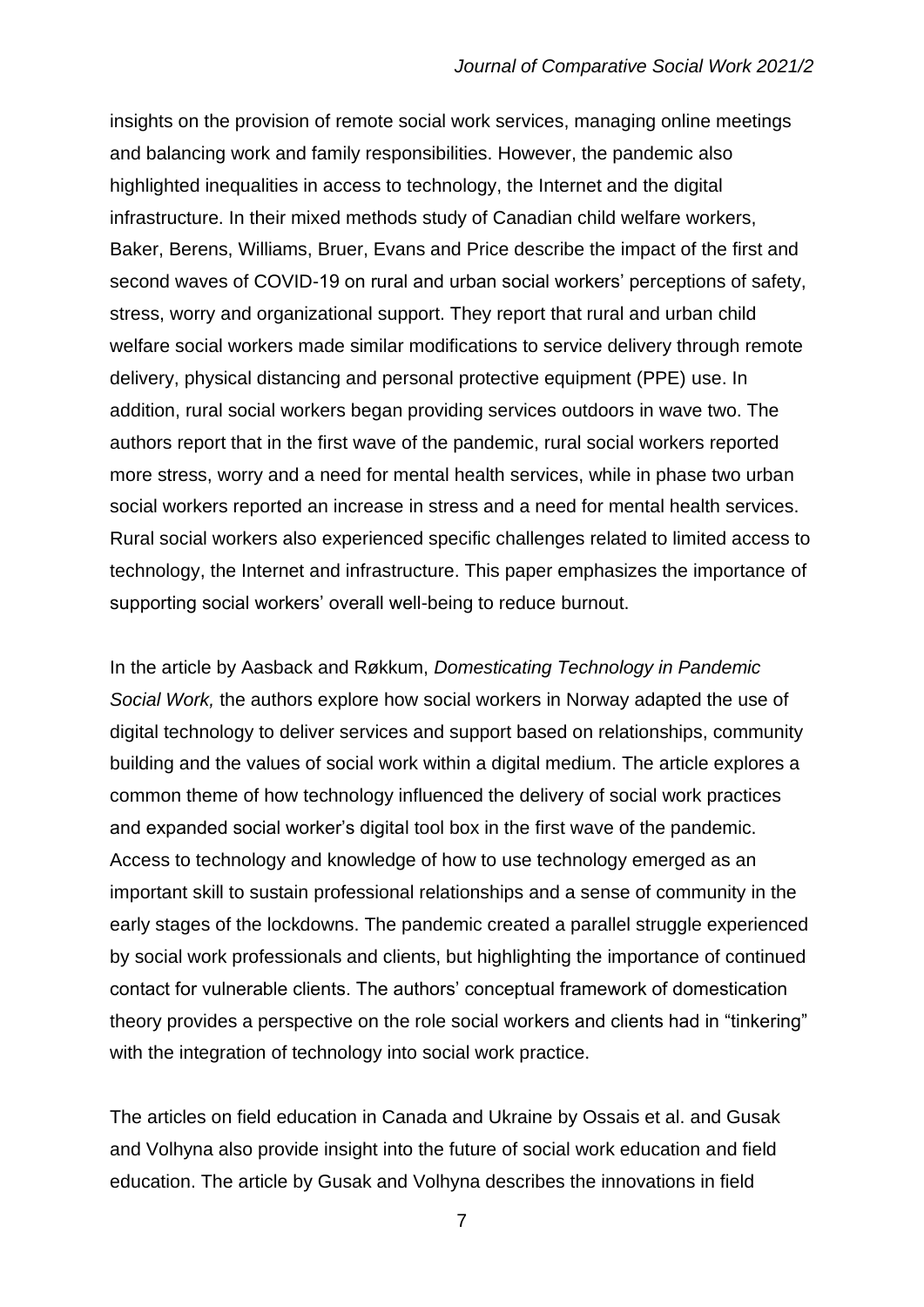insights on the provision of remote social work services, managing online meetings and balancing work and family responsibilities. However, the pandemic also highlighted inequalities in access to technology, the Internet and the digital infrastructure. In their mixed methods study of Canadian child welfare workers, Baker, Berens, Williams, Bruer, Evans and Price describe the impact of the first and second waves of COVID-19 on rural and urban social workers' perceptions of safety, stress, worry and organizational support. They report that rural and urban child welfare social workers made similar modifications to service delivery through remote delivery, physical distancing and personal protective equipment (PPE) use. In addition, rural social workers began providing services outdoors in wave two. The authors report that in the first wave of the pandemic, rural social workers reported more stress, worry and a need for mental health services, while in phase two urban social workers reported an increase in stress and a need for mental health services. Rural social workers also experienced specific challenges related to limited access to technology, the Internet and infrastructure. This paper emphasizes the importance of supporting social workers' overall well-being to reduce burnout.

In the article by Aasback and Røkkum, *Domesticating Technology in Pandemic Social Work,* the authors explore how social workers in Norway adapted the use of digital technology to deliver services and support based on relationships, community building and the values of social work within a digital medium. The article explores a common theme of how technology influenced the delivery of social work practices and expanded social worker's digital tool box in the first wave of the pandemic. Access to technology and knowledge of how to use technology emerged as an important skill to sustain professional relationships and a sense of community in the early stages of the lockdowns. The pandemic created a parallel struggle experienced by social work professionals and clients, but highlighting the importance of continued contact for vulnerable clients. The authors' conceptual framework of domestication theory provides a perspective on the role social workers and clients had in "tinkering" with the integration of technology into social work practice.

The articles on field education in Canada and Ukraine by Ossais et al. and Gusak and Volhyna also provide insight into the future of social work education and field education. The article by Gusak and Volhyna describes the innovations in field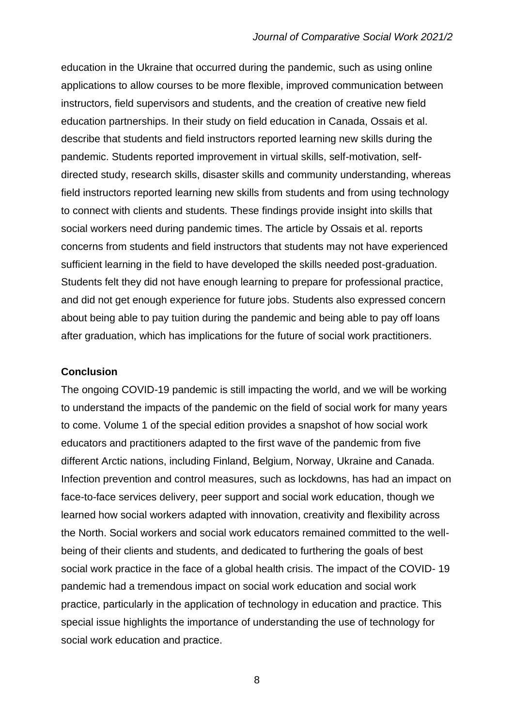education in the Ukraine that occurred during the pandemic, such as using online applications to allow courses to be more flexible, improved communication between instructors, field supervisors and students, and the creation of creative new field education partnerships. In their study on field education in Canada, Ossais et al. describe that students and field instructors reported learning new skills during the pandemic. Students reported improvement in virtual skills, self-motivation, self-directed study, research skills, disaster skills and community understanding, whereas field instructors reported learning new skills from students and from using technology to connect with clients and students. These findings provide insight into skills that social workers need during pandemic times. The article by Ossais et al. reports concerns from students and field instructors that students may not have experienced sufficient learning in the field to have developed the skills needed post-graduation. Students felt they did not have enough learning to prepare for professional practice, and did not get enough experience for future jobs. Students also expressed concern about being able to pay tuition during the pandemic and being able to pay off loans after graduation, which has implications for the future of social work practitioners.

## Conclusion

The ongoing COVID-19 pandemic is still impacting the world, and we will be working to understand the impacts of the pandemic on the field of social work for many years to come. Volume 1 of the special edition provides a snapshot of how social work educators and practitioners adapted to the first wave of the pandemic from five different Arctic nations, including Finland, Belgium, Norway, Ukraine and Canada. Infection prevention and control measures, such as lockdowns, has had an impact on face-to-face services delivery, peer support and social work education, though we learned how social workers adapted with innovation, creativity and flexibility across the North. Social workers and social work educators remained committed to the well-being of their clients and students, and dedicated to furthering the goals of best social work practice in the face of a global health crisis. The impact of the COVID- 19 pandemic had a tremendous impact on social work education and social work practice, particularly in the application of technology in education and practice. This special issue highlights the importance of understanding the use of technology for social work education and practice.